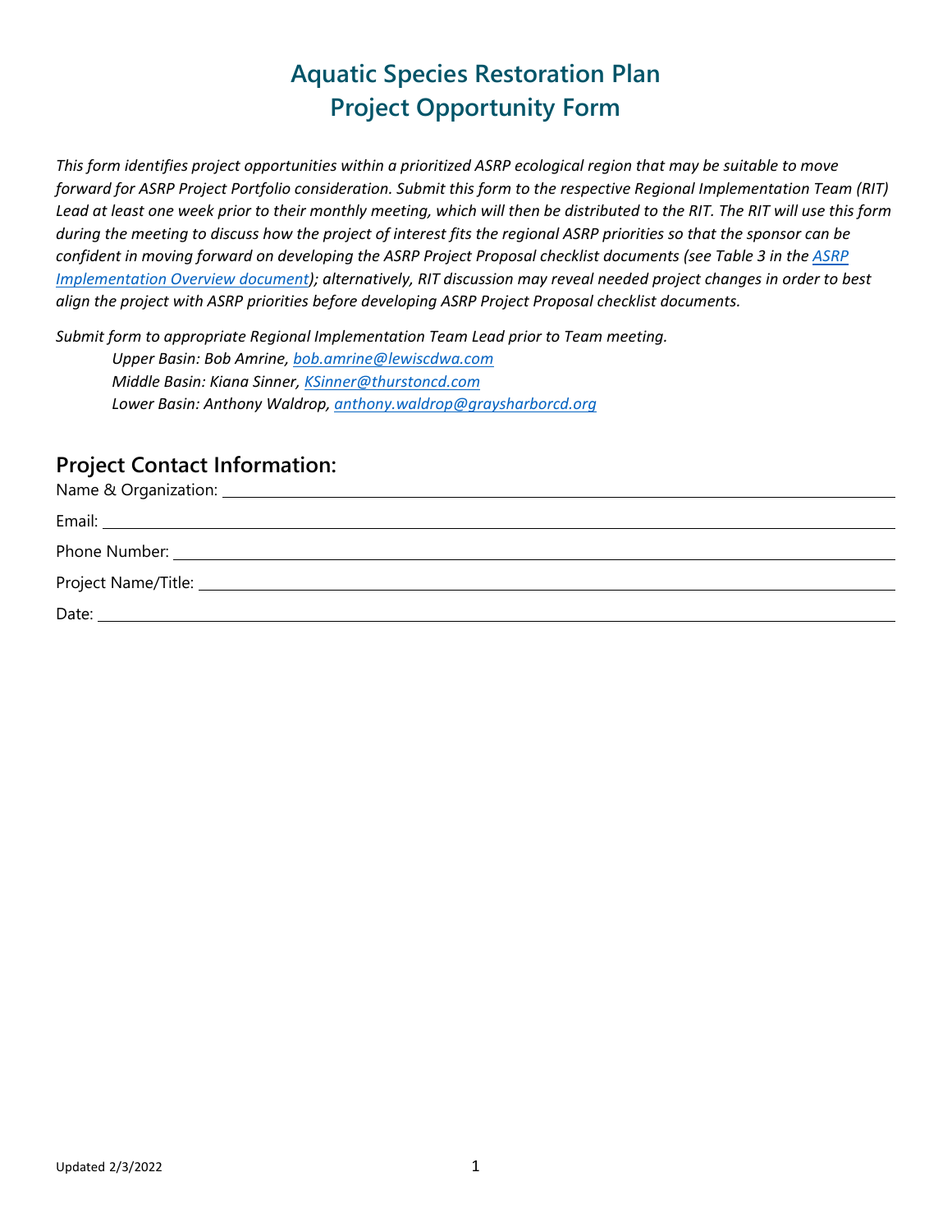# Aquatic Species Restoration Plan
# Project Opportunity Form

*This form identifies project opportunities within a prioritized ASRP ecological region that may be suitable to move forward for ASRP Project Portfolio consideration. Submit this form to the respective Regional Implementation Team (RIT) Lead at least one week prior to their monthly meeting, which will then be distributed to the RIT. The RIT will use this form during the meeting to discuss how the project of interest fits the regional ASRP priorities so that the sponsor can be confident in moving forward on developing the ASRP Project Proposal checklist documents (see Table 3 in the [ASRP Implementation Overview document](ASRP Implementation Overview document)); alternatively, RIT discussion may reveal needed project changes in order to best align the project with ASRP priorities before developing ASRP Project Proposal checklist documents.*

*Submit form to appropriate Regional Implementation Team Lead prior to Team meeting.*

*Upper Basin: Bob Amrine, bob.amrine@lewiscdwa.com*
*Middle Basin: Kiana Sinner, KSinner@thurstoncd.com*
*Lower Basin: Anthony Waldrop, anthony.waldrop@graysharborcd.org*

## Project Contact Information:

Name & Organization: ______________________

Email: ______________________

Phone Number: ______________________

Project Name/Title: ______________________

Date: ______________________

Updated 2/3/2022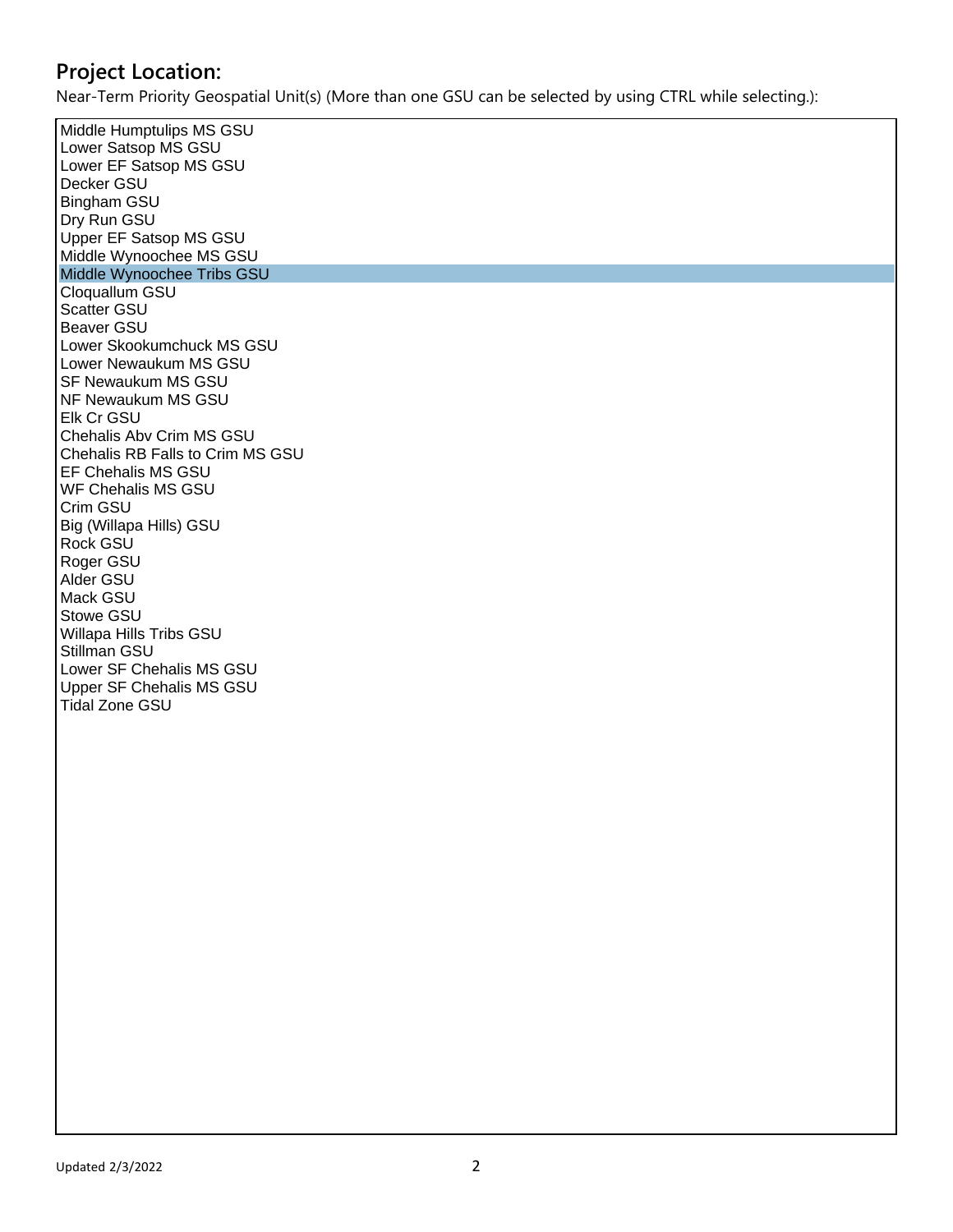## Project Location:

Near-Term Priority Geospatial Unit(s) (More than one GSU can be selected by using CTRL while selecting.):

Middle Humptulips MS GSU
Lower Satsop MS GSU
Lower EF Satsop MS GSU
Decker GSU
Bingham GSU
Dry Run GSU
Upper EF Satsop MS GSU
Middle Wynoochee MS GSU
Middle Wynoochee Tribs GSU
Cloquallum GSU
Scatter GSU
Beaver GSU
Lower Skookumchuck MS GSU
Lower Newaukum MS GSU
SF Newaukum MS GSU
NF Newaukum MS GSU
Elk Cr GSU
Chehalis Abv Crim MS GSU
Chehalis RB Falls to Crim MS GSU
EF Chehalis MS GSU
WF Chehalis MS GSU
Crim GSU
Big (Willapa Hills) GSU
Rock GSU
Roger GSU
Alder GSU
Mack GSU
Stowe GSU
Willapa Hills Tribs GSU
Stillman GSU
Lower SF Chehalis MS GSU
Upper SF Chehalis MS GSU
Tidal Zone GSU

Updated 2/3/2022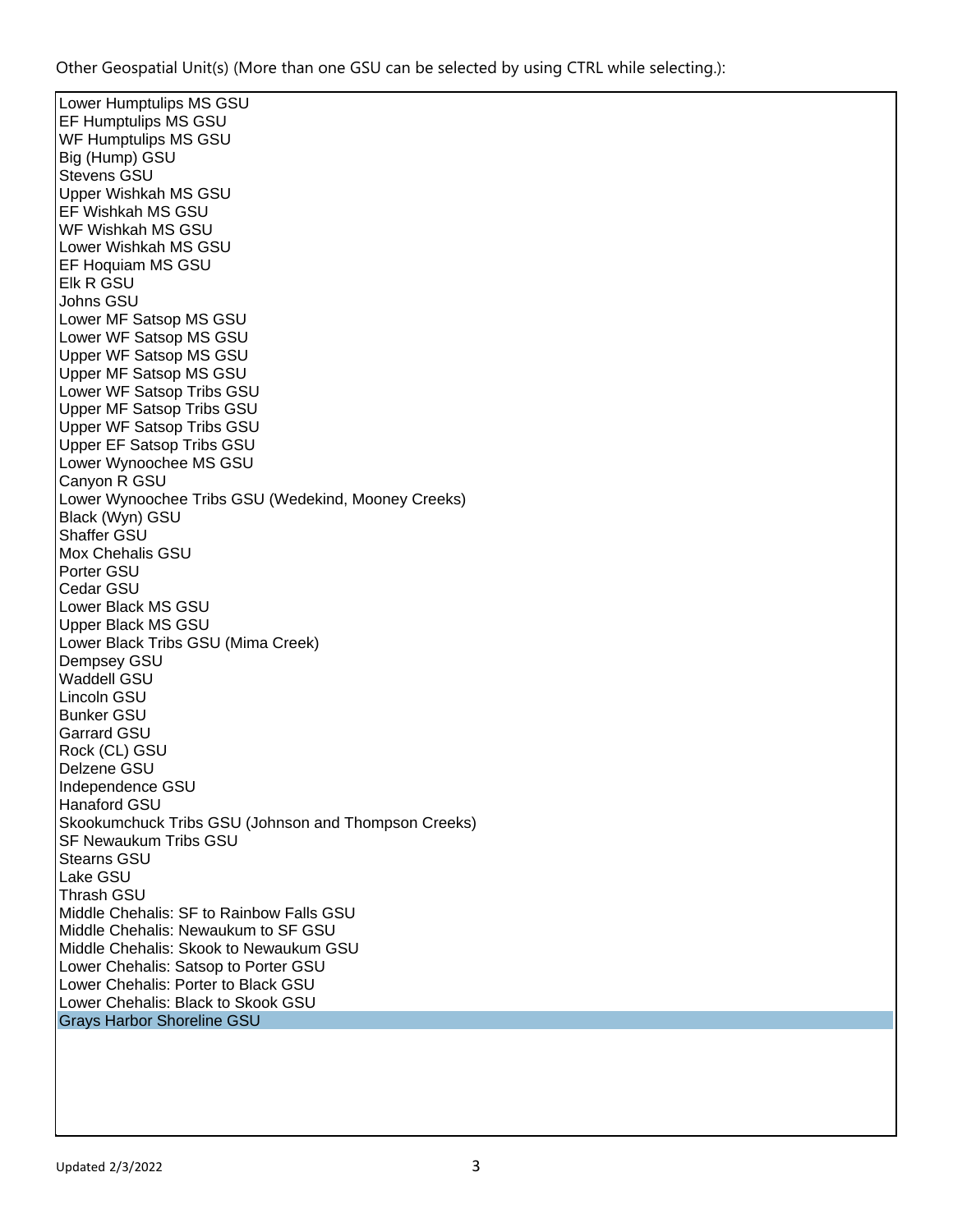Other Geospatial Unit(s) (More than one GSU can be selected by using CTRL while selecting.):

Lower Humptulips MS GSU
EF Humptulips MS GSU
WF Humptulips MS GSU
Big (Hump) GSU
Stevens GSU
Upper Wishkah MS GSU
EF Wishkah MS GSU
WF Wishkah MS GSU
Lower Wishkah MS GSU
EF Hoquiam MS GSU
Elk R GSU
Johns GSU
Lower MF Satsop MS GSU
Lower WF Satsop MS GSU
Upper WF Satsop MS GSU
Upper MF Satsop MS GSU
Lower WF Satsop Tribs GSU
Upper MF Satsop Tribs GSU
Upper WF Satsop Tribs GSU
Upper EF Satsop Tribs GSU
Lower Wynoochee MS GSU
Canyon R GSU
Lower Wynoochee Tribs GSU (Wedekind, Mooney Creeks)
Black (Wyn) GSU
Shaffer GSU
Mox Chehalis GSU
Porter GSU
Cedar GSU
Lower Black MS GSU
Upper Black MS GSU
Lower Black Tribs GSU (Mima Creek)
Dempsey GSU
Waddell GSU
Lincoln GSU
Bunker GSU
Garrard GSU
Rock (CL) GSU
Delzene GSU
Independence GSU
Hanaford GSU
Skookumchuck Tribs GSU (Johnson and Thompson Creeks)
SF Newaukum Tribs GSU
Stearns GSU
Lake GSU
Thrash GSU
Middle Chehalis: SF to Rainbow Falls GSU
Middle Chehalis: Newaukum to SF GSU
Middle Chehalis: Skook to Newaukum GSU
Lower Chehalis: Satsop to Porter GSU
Lower Chehalis: Porter to Black GSU
Lower Chehalis: Black to Skook GSU
Grays Harbor Shoreline GSU

Updated 2/3/2022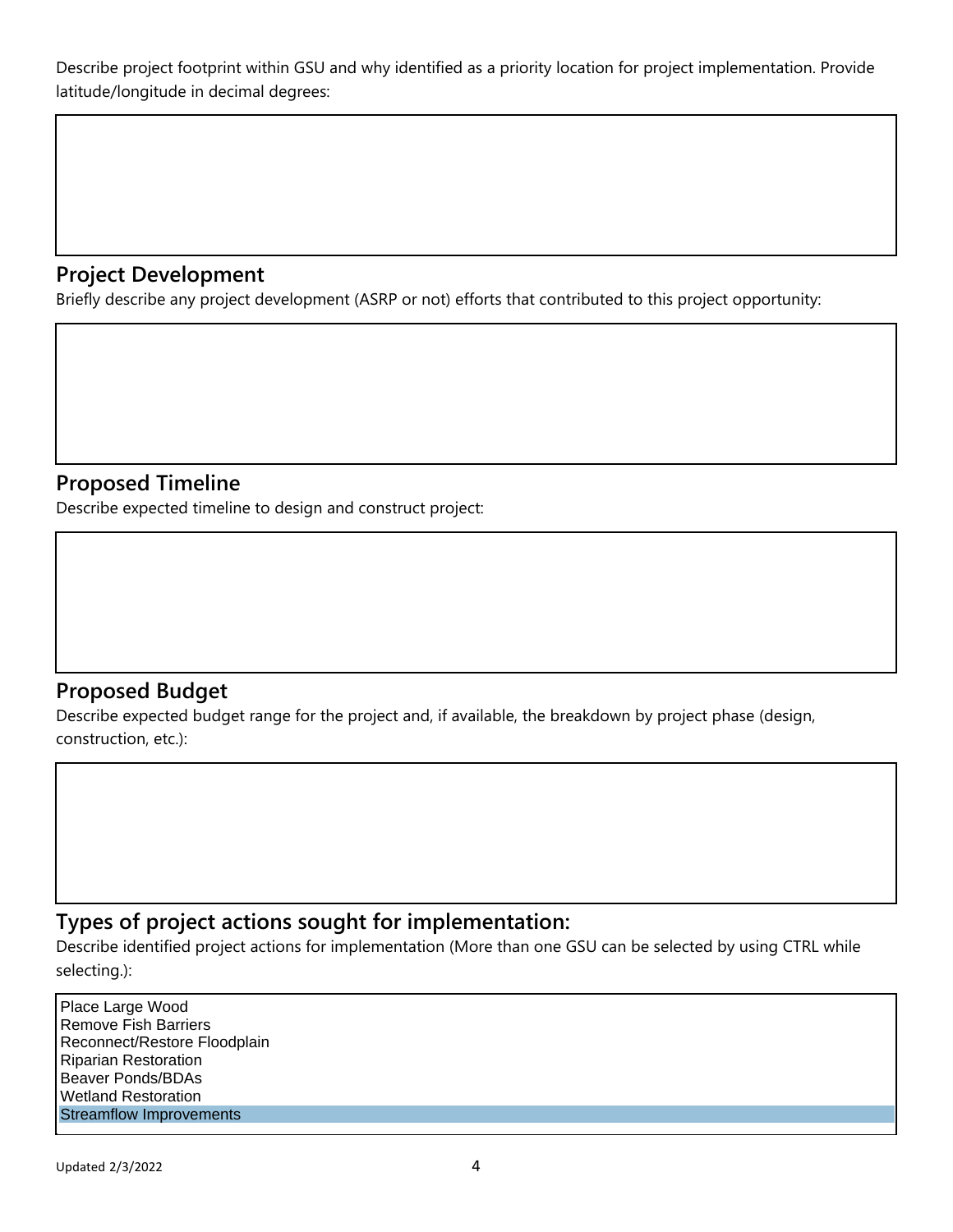Describe project footprint within GSU and why identified as a priority location for project implementation. Provide latitude/longitude in decimal degrees:

## Project Development

Briefly describe any project development (ASRP or not) efforts that contributed to this project opportunity:

## Proposed Timeline

Describe expected timeline to design and construct project:

## Proposed Budget

Describe expected budget range for the project and, if available, the breakdown by project phase (design, construction, etc.):

## Types of project actions sought for implementation:

Describe identified project actions for implementation (More than one GSU can be selected by using CTRL while selecting.):

Place Large Wood
Remove Fish Barriers
Reconnect/Restore Floodplain
Riparian Restoration
Beaver Ponds/BDAs
Wetland Restoration
Streamflow Improvements

Updated 2/3/2022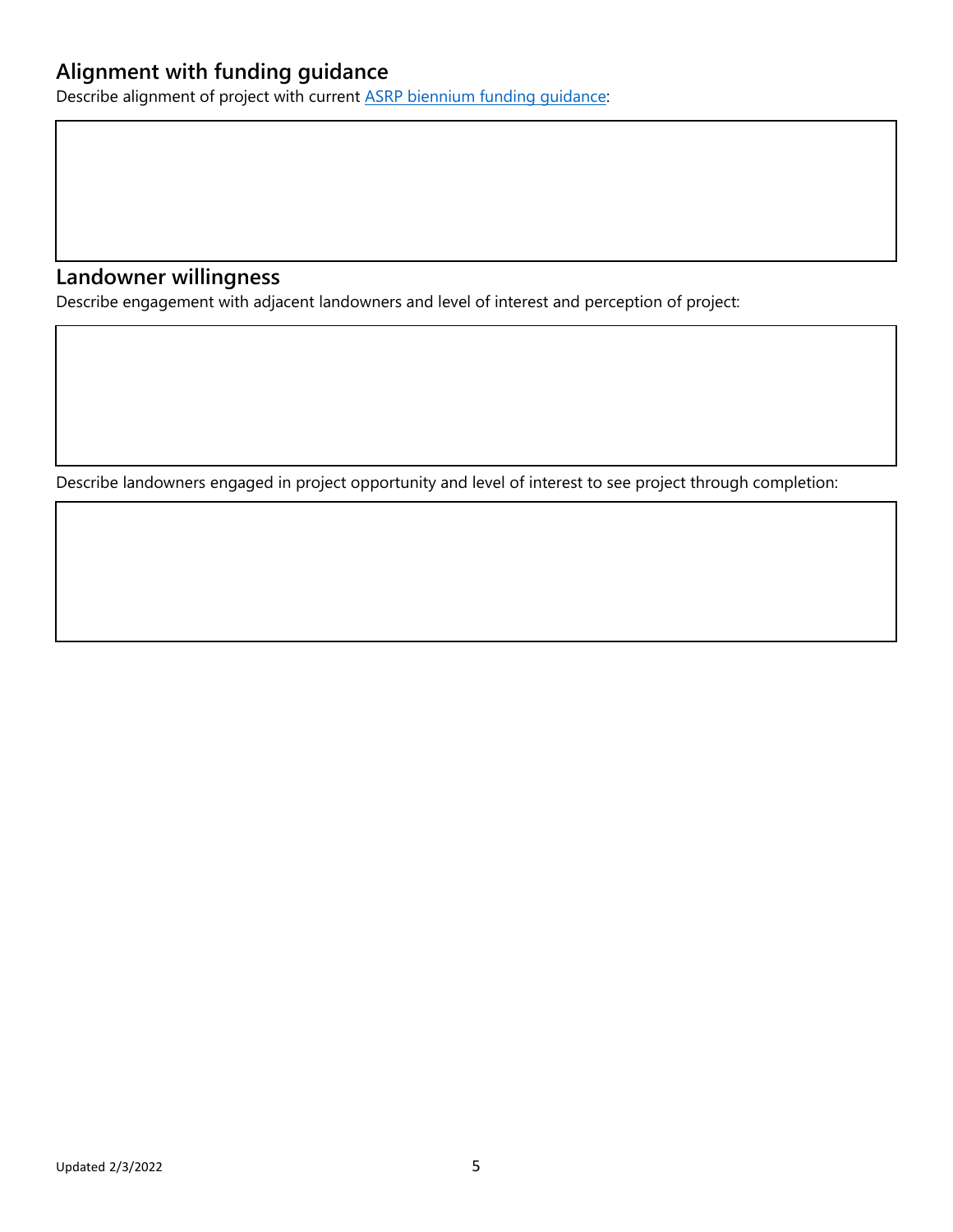## Alignment with funding guidance

Describe alignment of project with current [ASRP biennium funding guidance]():

## Landowner willingness

Describe engagement with adjacent landowners and level of interest and perception of project:

Describe landowners engaged in project opportunity and level of interest to see project through completion: